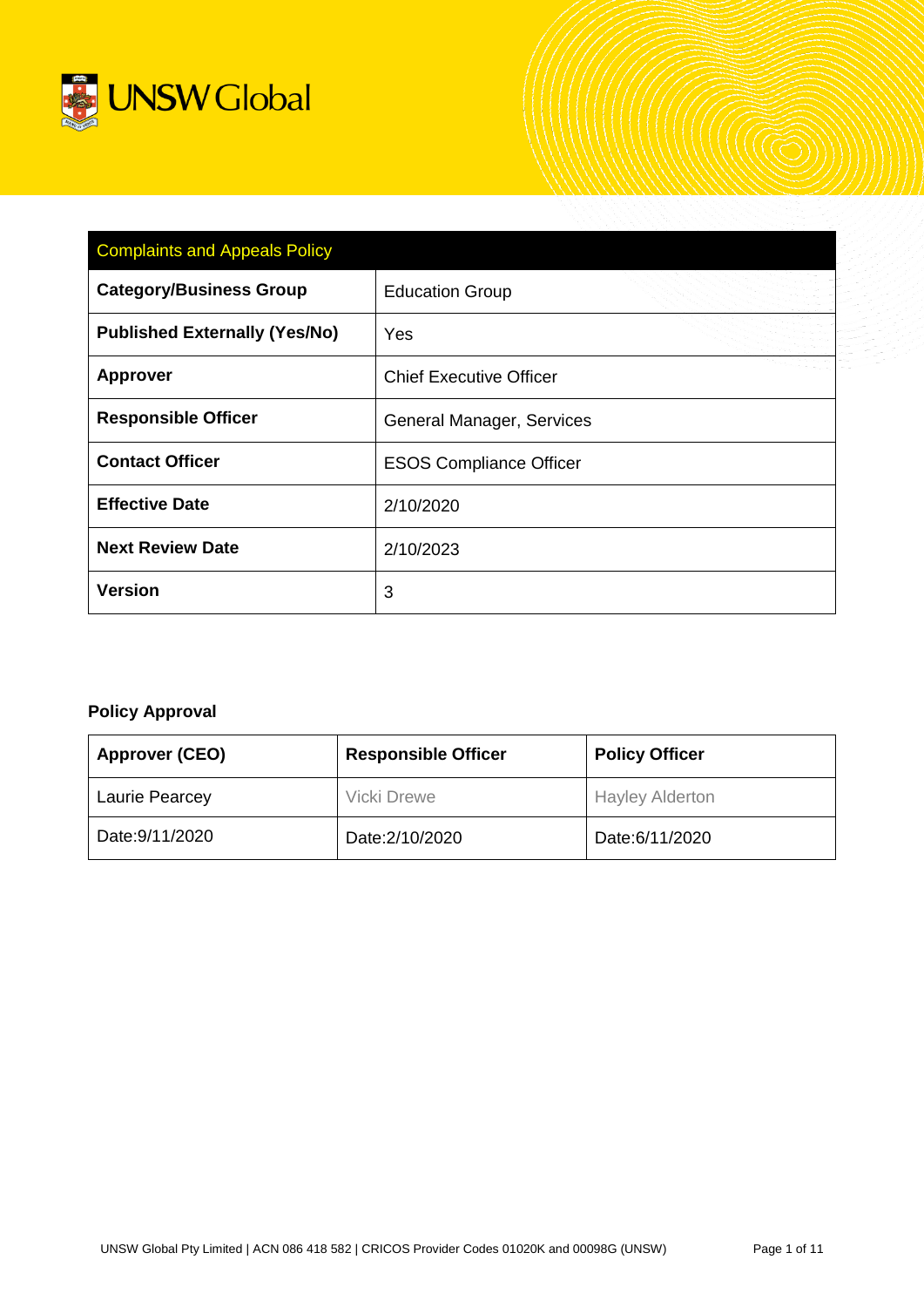UNSW Global

| Complaints and Appeals Policy | |
|---|---|
| **Category/Business Group** | Education Group |
| **Published Externally (Yes/No)** | Yes |
| **Approver** | Chief Executive Officer |
| **Responsible Officer** | General Manager, Services |
| **Contact Officer** | ESOS Compliance Officer |
| **Effective Date** | 2/10/2020 |
| **Next Review Date** | 2/10/2023 |
| **Version** | 3 |

**Policy Approval**

| Approver (CEO) | Responsible Officer | Policy Officer |
|---|---|---|
| Laurie Pearcey | Vicki Drewe | Hayley Alderton |
| Date:9/11/2020 | Date:2/10/2020 | Date:6/11/2020 |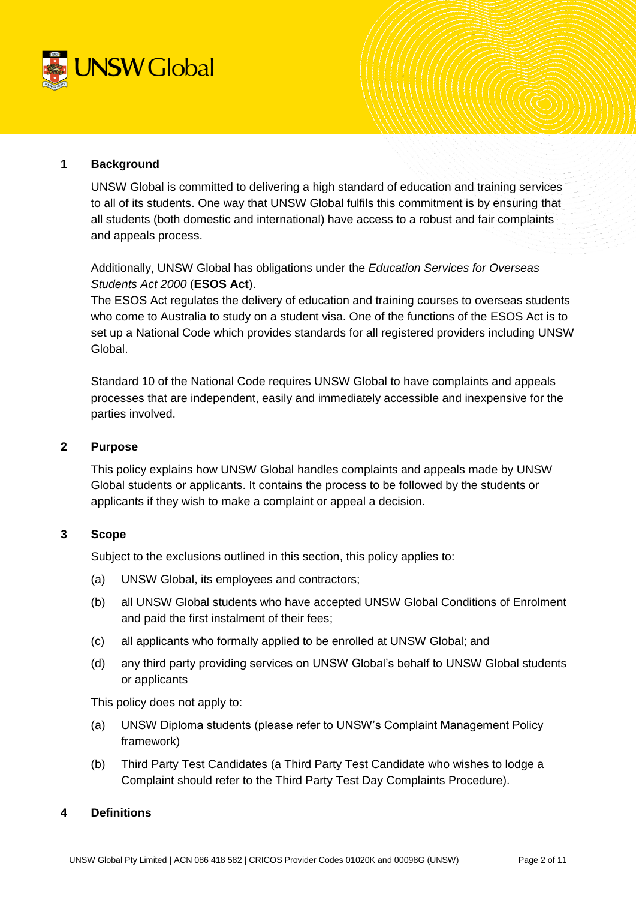## 1 Background

UNSW Global is committed to delivering a high standard of education and training services to all of its students. One way that UNSW Global fulfils this commitment is by ensuring that all students (both domestic and international) have access to a robust and fair complaints and appeals process.

Additionally, UNSW Global has obligations under the *Education Services for Overseas Students Act 2000* (**ESOS Act**).
The ESOS Act regulates the delivery of education and training courses to overseas students who come to Australia to study on a student visa. One of the functions of the ESOS Act is to set up a National Code which provides standards for all registered providers including UNSW Global.

Standard 10 of the National Code requires UNSW Global to have complaints and appeals processes that are independent, easily and immediately accessible and inexpensive for the parties involved.

## 2 Purpose

This policy explains how UNSW Global handles complaints and appeals made by UNSW Global students or applicants. It contains the process to be followed by the students or applicants if they wish to make a complaint or appeal a decision.

## 3 Scope

Subject to the exclusions outlined in this section, this policy applies to:

(a) UNSW Global, its employees and contractors;

(b) all UNSW Global students who have accepted UNSW Global Conditions of Enrolment and paid the first instalment of their fees;

(c) all applicants who formally applied to be enrolled at UNSW Global; and

(d) any third party providing services on UNSW Global's behalf to UNSW Global students or applicants

This policy does not apply to:

(a) UNSW Diploma students (please refer to UNSW's Complaint Management Policy framework)

(b) Third Party Test Candidates (a Third Party Test Candidate who wishes to lodge a Complaint should refer to the Third Party Test Day Complaints Procedure).

## 4 Definitions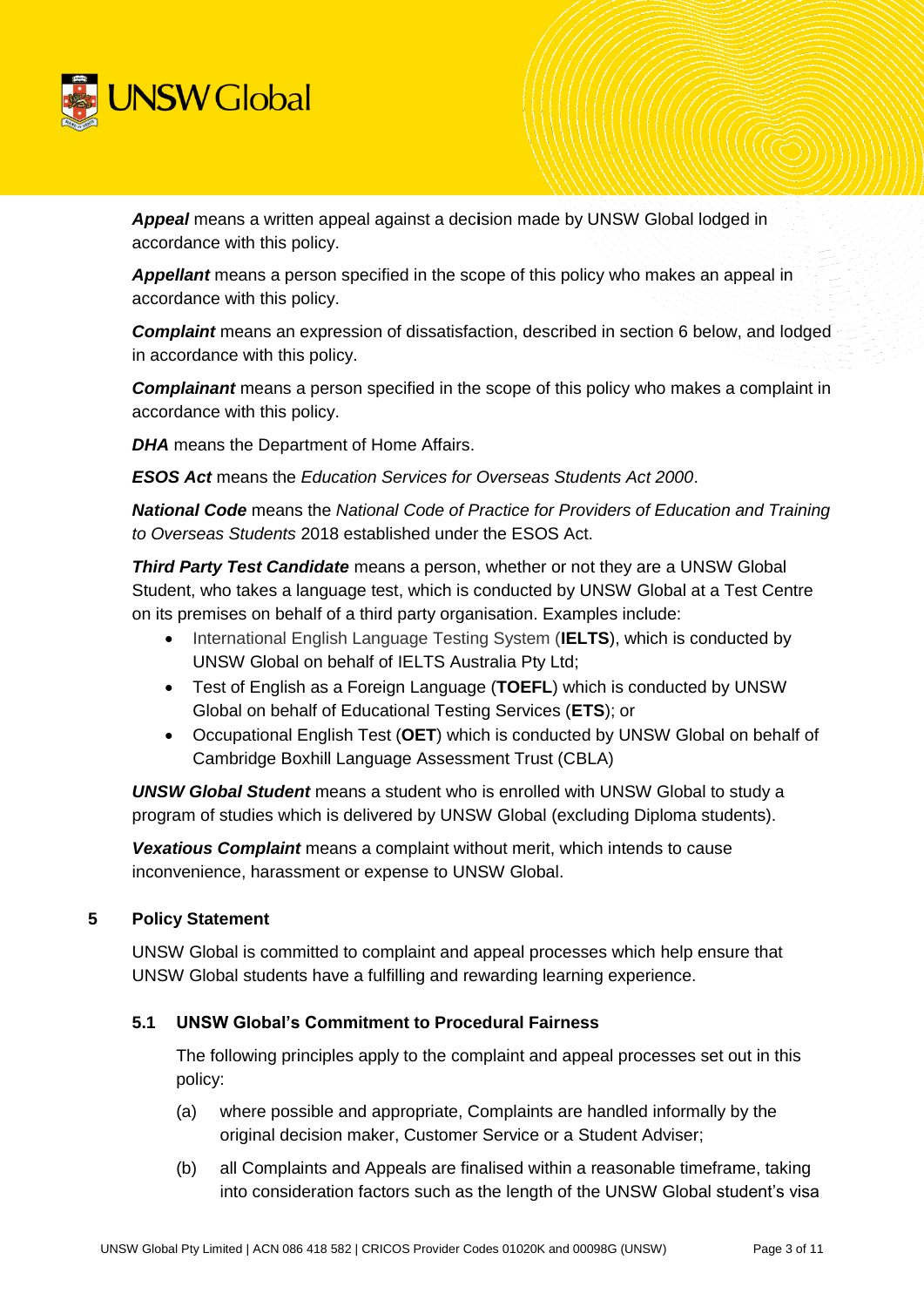***Appeal*** means a written appeal against a decision made by UNSW Global lodged in accordance with this policy.

***Appellant*** means a person specified in the scope of this policy who makes an appeal in accordance with this policy.

***Complaint*** means an expression of dissatisfaction, described in section 6 below, and lodged in accordance with this policy.

***Complainant*** means a person specified in the scope of this policy who makes a complaint in accordance with this policy.

***DHA*** means the Department of Home Affairs.

***ESOS Act*** means the *Education Services for Overseas Students Act 2000*.

***National Code*** means the *National Code of Practice for Providers of Education and Training to Overseas Students* 2018 established under the ESOS Act.

***Third Party Test Candidate*** means a person, whether or not they are a UNSW Global Student, who takes a language test, which is conducted by UNSW Global at a Test Centre on its premises on behalf of a third party organisation. Examples include:

- International English Language Testing System (**IELTS**), which is conducted by UNSW Global on behalf of IELTS Australia Pty Ltd;
- Test of English as a Foreign Language (**TOEFL**) which is conducted by UNSW Global on behalf of Educational Testing Services (**ETS**); or
- Occupational English Test (**OET**) which is conducted by UNSW Global on behalf of Cambridge Boxhill Language Assessment Trust (CBLA)

***UNSW Global Student*** means a student who is enrolled with UNSW Global to study a program of studies which is delivered by UNSW Global (excluding Diploma students).

***Vexatious Complaint*** means a complaint without merit, which intends to cause inconvenience, harassment or expense to UNSW Global.

## 5 Policy Statement

UNSW Global is committed to complaint and appeal processes which help ensure that UNSW Global students have a fulfilling and rewarding learning experience.

### 5.1 UNSW Global's Commitment to Procedural Fairness

The following principles apply to the complaint and appeal processes set out in this policy:

(a) where possible and appropriate, Complaints are handled informally by the original decision maker, Customer Service or a Student Adviser;

(b) all Complaints and Appeals are finalised within a reasonable timeframe, taking into consideration factors such as the length of the UNSW Global student's visa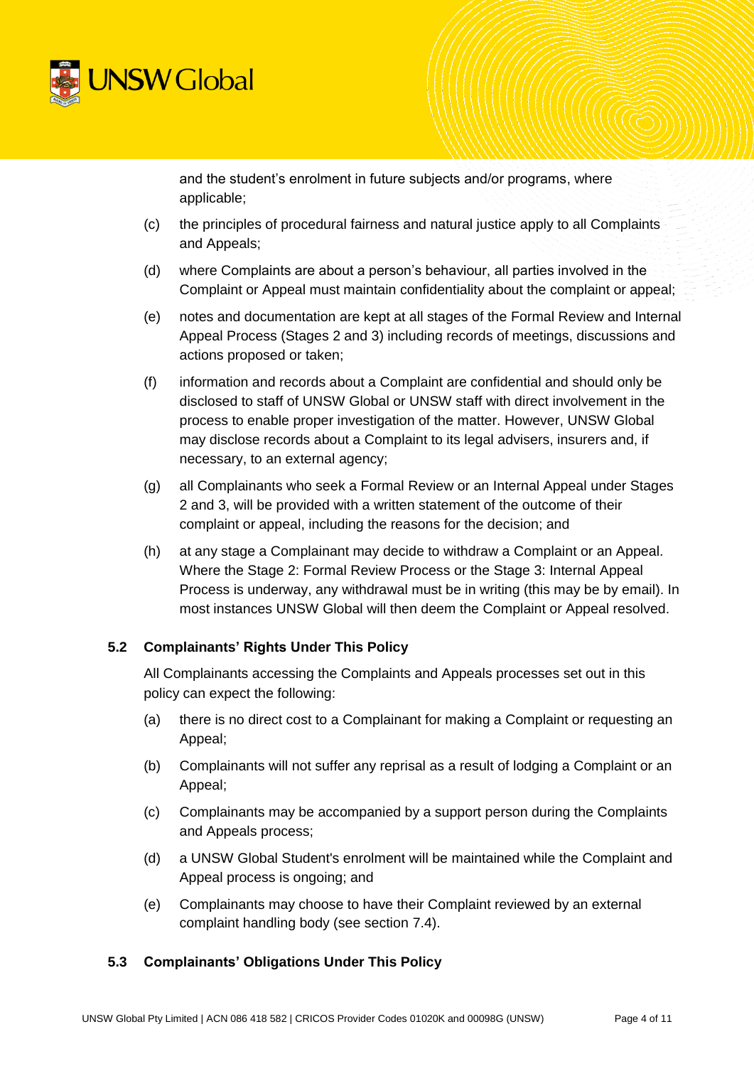and the student's enrolment in future subjects and/or programs, where applicable;

(c) the principles of procedural fairness and natural justice apply to all Complaints and Appeals;

(d) where Complaints are about a person's behaviour, all parties involved in the Complaint or Appeal must maintain confidentiality about the complaint or appeal;

(e) notes and documentation are kept at all stages of the Formal Review and Internal Appeal Process (Stages 2 and 3) including records of meetings, discussions and actions proposed or taken;

(f) information and records about a Complaint are confidential and should only be disclosed to staff of UNSW Global or UNSW staff with direct involvement in the process to enable proper investigation of the matter. However, UNSW Global may disclose records about a Complaint to its legal advisers, insurers and, if necessary, to an external agency;

(g) all Complainants who seek a Formal Review or an Internal Appeal under Stages 2 and 3, will be provided with a written statement of the outcome of their complaint or appeal, including the reasons for the decision; and

(h) at any stage a Complainant may decide to withdraw a Complaint or an Appeal. Where the Stage 2: Formal Review Process or the Stage 3: Internal Appeal Process is underway, any withdrawal must be in writing (this may be by email). In most instances UNSW Global will then deem the Complaint or Appeal resolved.

### 5.2 Complainants' Rights Under This Policy

All Complainants accessing the Complaints and Appeals processes set out in this policy can expect the following:

(a) there is no direct cost to a Complainant for making a Complaint or requesting an Appeal;

(b) Complainants will not suffer any reprisal as a result of lodging a Complaint or an Appeal;

(c) Complainants may be accompanied by a support person during the Complaints and Appeals process;

(d) a UNSW Global Student's enrolment will be maintained while the Complaint and Appeal process is ongoing; and

(e) Complainants may choose to have their Complaint reviewed by an external complaint handling body (see section 7.4).

### 5.3 Complainants' Obligations Under This Policy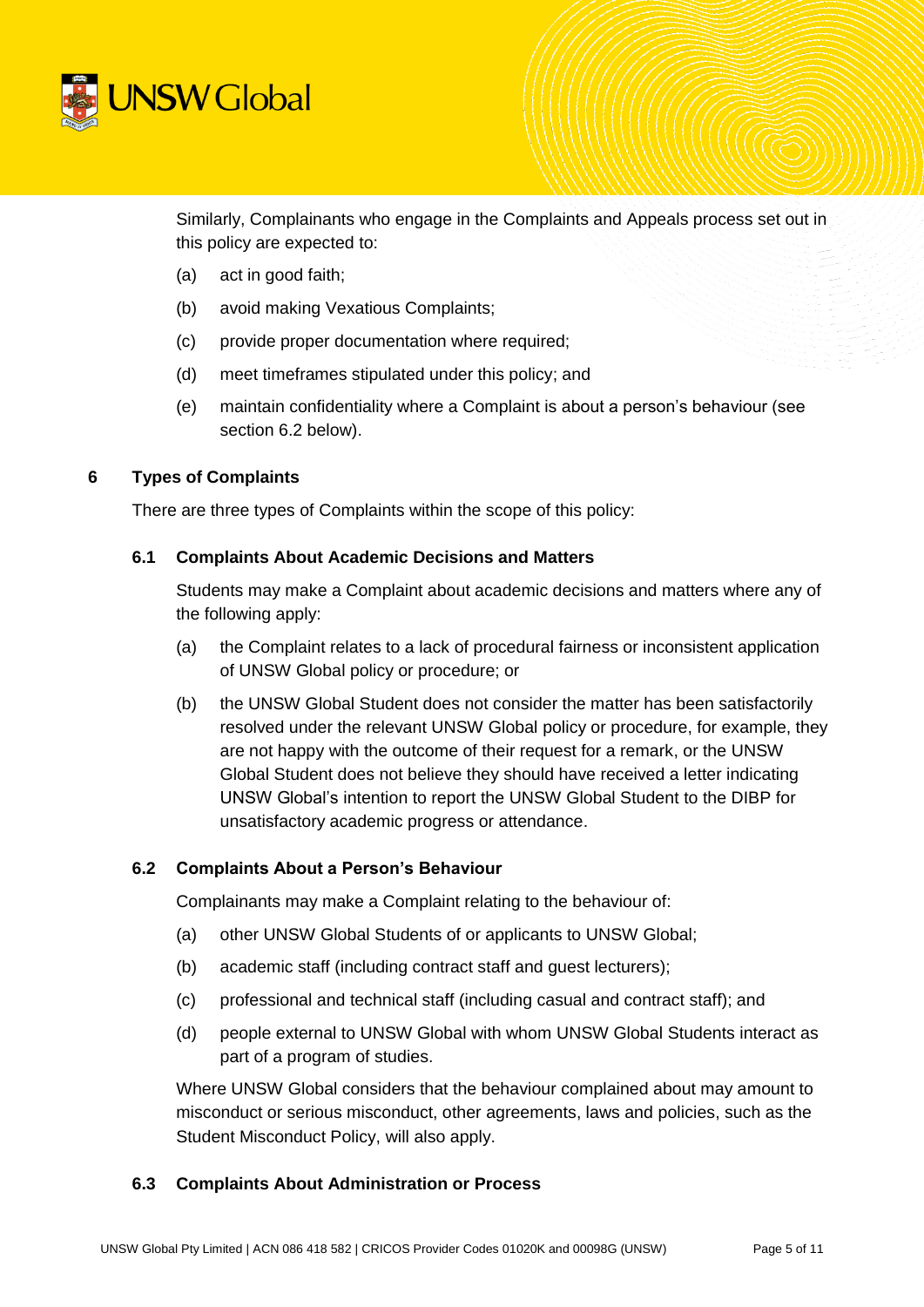Similarly, Complainants who engage in the Complaints and Appeals process set out in this policy are expected to:

(a) act in good faith;

(b) avoid making Vexatious Complaints;

(c) provide proper documentation where required;

(d) meet timeframes stipulated under this policy; and

(e) maintain confidentiality where a Complaint is about a person's behaviour (see section 6.2 below).

## 6 Types of Complaints

There are three types of Complaints within the scope of this policy:

### 6.1 Complaints About Academic Decisions and Matters

Students may make a Complaint about academic decisions and matters where any of the following apply:

(a) the Complaint relates to a lack of procedural fairness or inconsistent application of UNSW Global policy or procedure; or

(b) the UNSW Global Student does not consider the matter has been satisfactorily resolved under the relevant UNSW Global policy or procedure, for example, they are not happy with the outcome of their request for a remark, or the UNSW Global Student does not believe they should have received a letter indicating UNSW Global's intention to report the UNSW Global Student to the DIBP for unsatisfactory academic progress or attendance.

### 6.2 Complaints About a Person's Behaviour

Complainants may make a Complaint relating to the behaviour of:

(a) other UNSW Global Students of or applicants to UNSW Global;

(b) academic staff (including contract staff and guest lecturers);

(c) professional and technical staff (including casual and contract staff); and

(d) people external to UNSW Global with whom UNSW Global Students interact as part of a program of studies.

Where UNSW Global considers that the behaviour complained about may amount to misconduct or serious misconduct, other agreements, laws and policies, such as the Student Misconduct Policy, will also apply.

### 6.3 Complaints About Administration or Process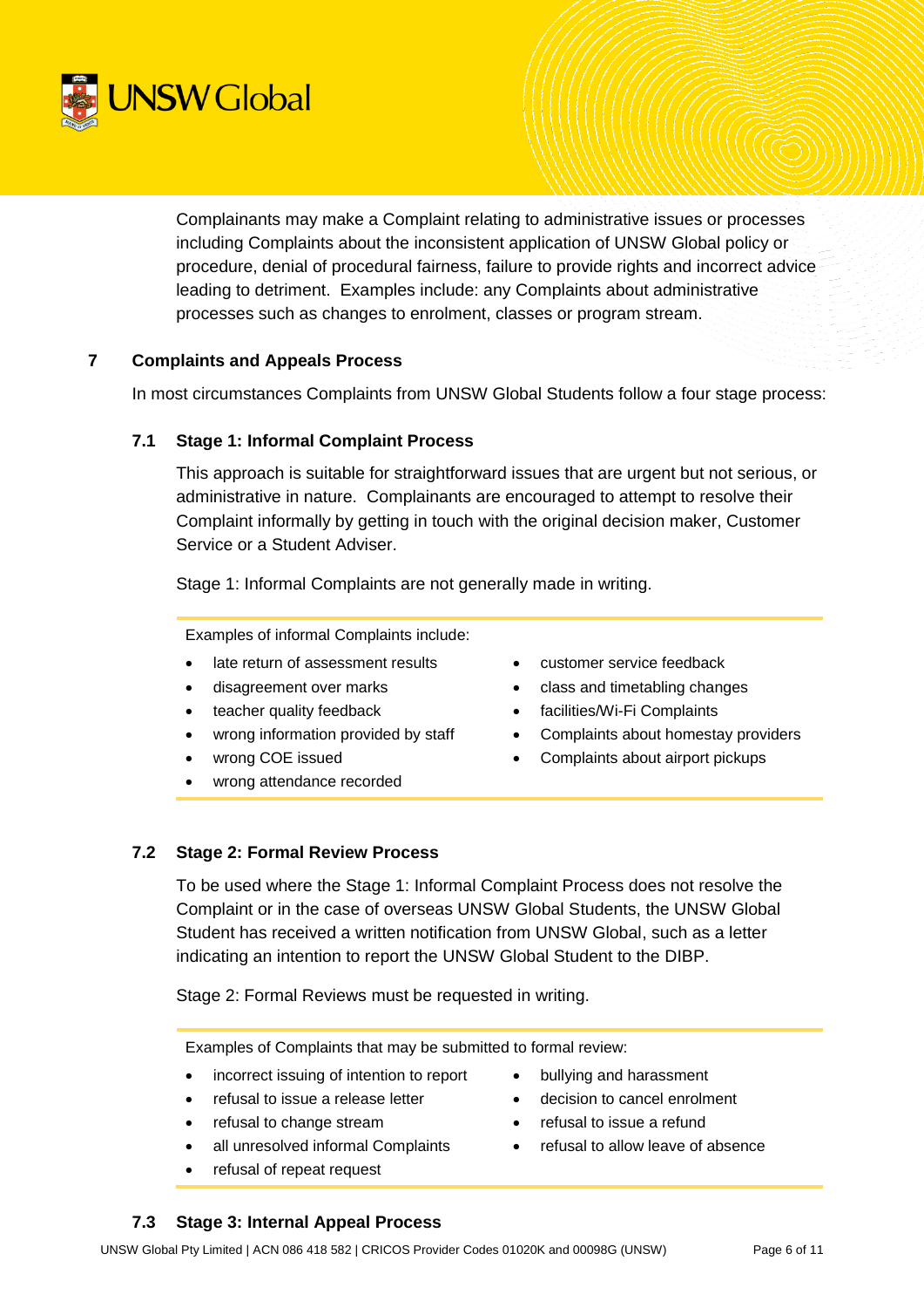Complainants may make a Complaint relating to administrative issues or processes including Complaints about the inconsistent application of UNSW Global policy or procedure, denial of procedural fairness, failure to provide rights and incorrect advice leading to detriment. Examples include: any Complaints about administrative processes such as changes to enrolment, classes or program stream.

## 7 Complaints and Appeals Process

In most circumstances Complaints from UNSW Global Students follow a four stage process:

### 7.1 Stage 1: Informal Complaint Process

This approach is suitable for straightforward issues that are urgent but not serious, or administrative in nature. Complainants are encouraged to attempt to resolve their Complaint informally by getting in touch with the original decision maker, Customer Service or a Student Adviser.

Stage 1: Informal Complaints are not generally made in writing.

Examples of informal Complaints include:

- late return of assessment results
- disagreement over marks
- teacher quality feedback
- wrong information provided by staff
- wrong COE issued
- wrong attendance recorded
- customer service feedback
- class and timetabling changes
- facilities/Wi-Fi Complaints
- Complaints about homestay providers
- Complaints about airport pickups

### 7.2 Stage 2: Formal Review Process

To be used where the Stage 1: Informal Complaint Process does not resolve the Complaint or in the case of overseas UNSW Global Students, the UNSW Global Student has received a written notification from UNSW Global, such as a letter indicating an intention to report the UNSW Global Student to the DIBP.

Stage 2: Formal Reviews must be requested in writing.

Examples of Complaints that may be submitted to formal review:

- incorrect issuing of intention to report
- refusal to issue a release letter
- refusal to change stream
- all unresolved informal Complaints
- refusal of repeat request
- bullying and harassment
- decision to cancel enrolment
- refusal to issue a refund
- refusal to allow leave of absence

### 7.3 Stage 3: Internal Appeal Process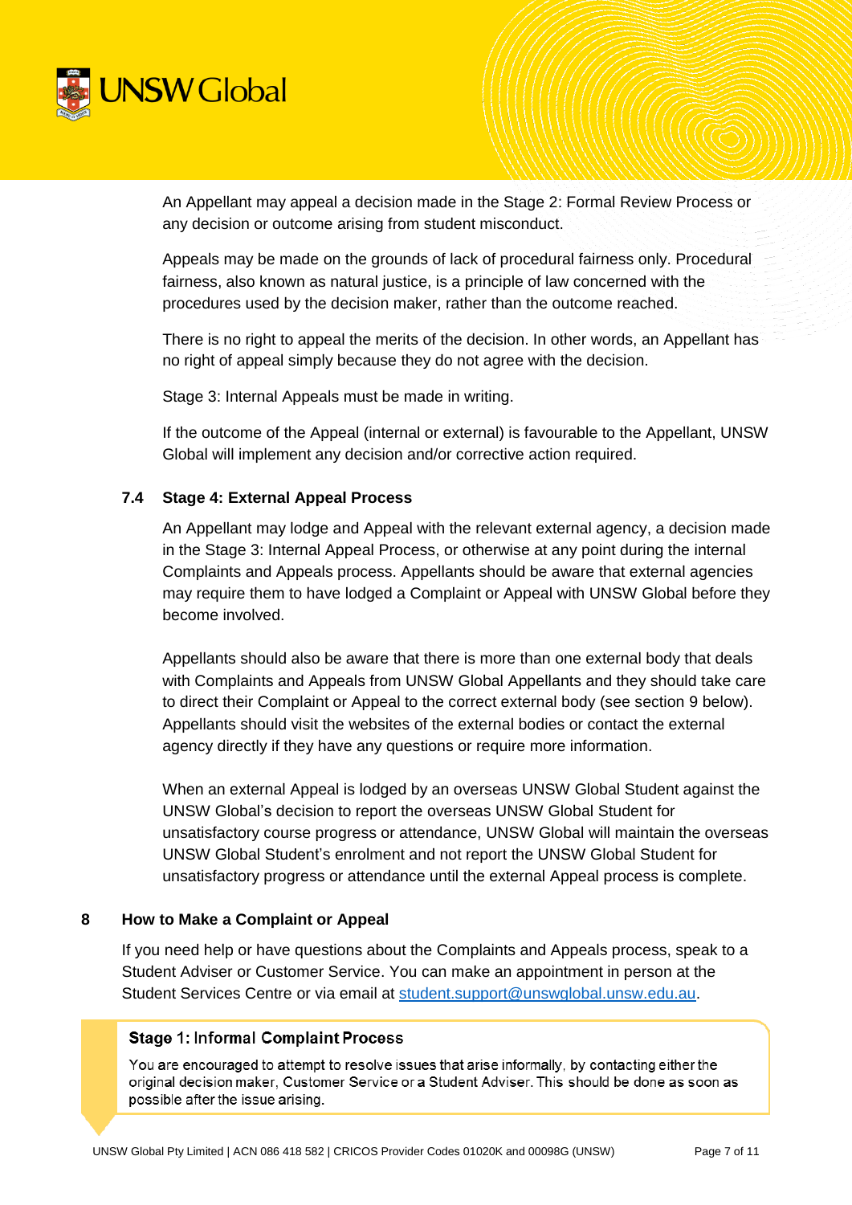An Appellant may appeal a decision made in the Stage 2: Formal Review Process or any decision or outcome arising from student misconduct.

Appeals may be made on the grounds of lack of procedural fairness only. Procedural fairness, also known as natural justice, is a principle of law concerned with the procedures used by the decision maker, rather than the outcome reached.

There is no right to appeal the merits of the decision. In other words, an Appellant has no right of appeal simply because they do not agree with the decision.

Stage 3: Internal Appeals must be made in writing.

If the outcome of the Appeal (internal or external) is favourable to the Appellant, UNSW Global will implement any decision and/or corrective action required.

### 7.4 Stage 4: External Appeal Process

An Appellant may lodge and Appeal with the relevant external agency, a decision made in the Stage 3: Internal Appeal Process, or otherwise at any point during the internal Complaints and Appeals process. Appellants should be aware that external agencies may require them to have lodged a Complaint or Appeal with UNSW Global before they become involved.

Appellants should also be aware that there is more than one external body that deals with Complaints and Appeals from UNSW Global Appellants and they should take care to direct their Complaint or Appeal to the correct external body (see section 9 below). Appellants should visit the websites of the external bodies or contact the external agency directly if they have any questions or require more information.

When an external Appeal is lodged by an overseas UNSW Global Student against the UNSW Global's decision to report the overseas UNSW Global Student for unsatisfactory course progress or attendance, UNSW Global will maintain the overseas UNSW Global Student's enrolment and not report the UNSW Global Student for unsatisfactory progress or attendance until the external Appeal process is complete.

## 8 How to Make a Complaint or Appeal

If you need help or have questions about the Complaints and Appeals process, speak to a Student Adviser or Customer Service. You can make an appointment in person at the Student Services Centre or via email at student.support@unswglobal.unsw.edu.au.

**Stage 1: Informal Complaint Process**

You are encouraged to attempt to resolve issues that arise informally, by contacting either the original decision maker, Customer Service or a Student Adviser. This should be done as soon as possible after the issue arising.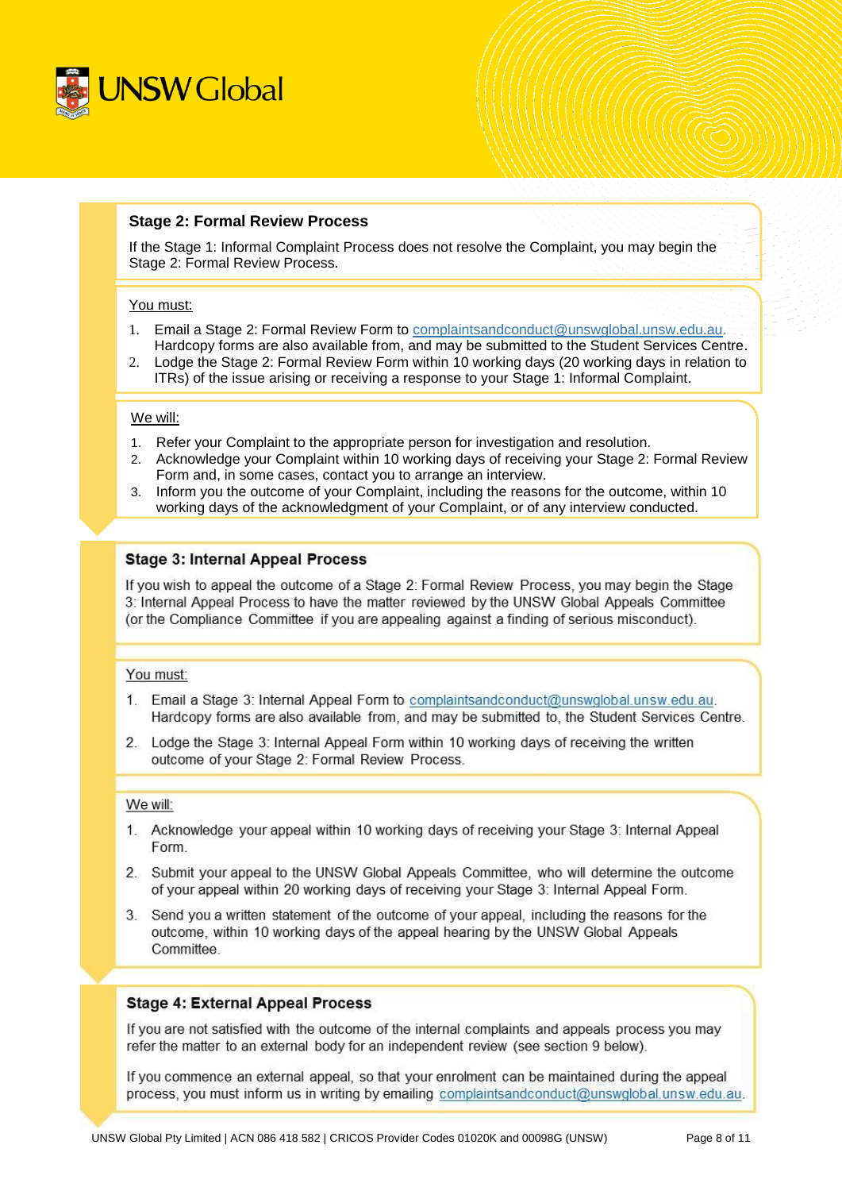### Stage 2: Formal Review Process

If the Stage 1: Informal Complaint Process does not resolve the Complaint, you may begin the Stage 2: Formal Review Process.

You must:

1. Email a Stage 2: Formal Review Form to complaintsandconduct@unswglobal.unsw.edu.au. Hardcopy forms are also available from, and may be submitted to the Student Services Centre.
2. Lodge the Stage 2: Formal Review Form within 10 working days (20 working days in relation to ITRs) of the issue arising or receiving a response to your Stage 1: Informal Complaint.

We will:

1. Refer your Complaint to the appropriate person for investigation and resolution.
2. Acknowledge your Complaint within 10 working days of receiving your Stage 2: Formal Review Form and, in some cases, contact you to arrange an interview.
3. Inform you the outcome of your Complaint, including the reasons for the outcome, within 10 working days of the acknowledgment of your Complaint, or of any interview conducted.

### Stage 3: Internal Appeal Process

If you wish to appeal the outcome of a Stage 2: Formal Review Process, you may begin the Stage 3: Internal Appeal Process to have the matter reviewed by the UNSW Global Appeals Committee (or the Compliance Committee if you are appealing against a finding of serious misconduct).

You must:

1. Email a Stage 3: Internal Appeal Form to complaintsandconduct@unswglobal.unsw.edu.au. Hardcopy forms are also available from, and may be submitted to, the Student Services Centre.
2. Lodge the Stage 3: Internal Appeal Form within 10 working days of receiving the written outcome of your Stage 2: Formal Review Process.

We will:

1. Acknowledge your appeal within 10 working days of receiving your Stage 3: Internal Appeal Form.
2. Submit your appeal to the UNSW Global Appeals Committee, who will determine the outcome of your appeal within 20 working days of receiving your Stage 3: Internal Appeal Form.
3. Send you a written statement of the outcome of your appeal, including the reasons for the outcome, within 10 working days of the appeal hearing by the UNSW Global Appeals Committee.

### Stage 4: External Appeal Process

If you are not satisfied with the outcome of the internal complaints and appeals process you may refer the matter to an external body for an independent review (see section 9 below).

If you commence an external appeal, so that your enrolment can be maintained during the appeal process, you must inform us in writing by emailing complaintsandconduct@unswglobal.unsw.edu.au.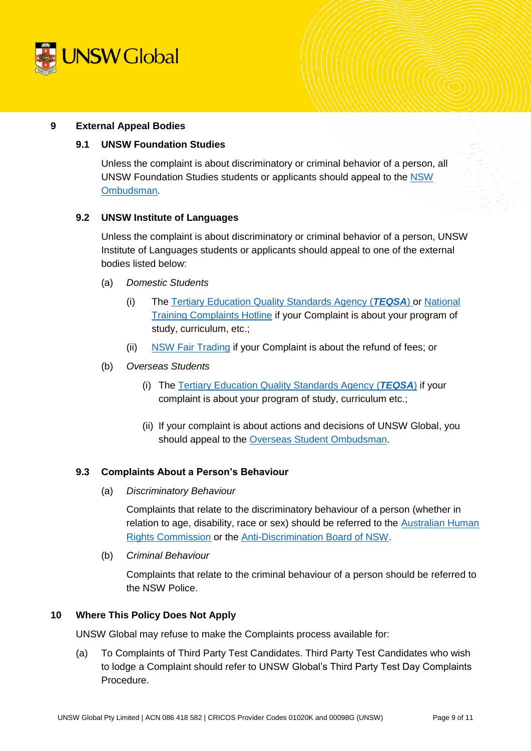## 9 External Appeal Bodies

### 9.1 UNSW Foundation Studies

Unless the complaint is about discriminatory or criminal behavior of a person, all UNSW Foundation Studies students or applicants should appeal to the NSW Ombudsman.

### 9.2 UNSW Institute of Languages

Unless the complaint is about discriminatory or criminal behavior of a person, UNSW Institute of Languages students or applicants should appeal to one of the external bodies listed below:

(a) *Domestic Students*

(i) The Tertiary Education Quality Standards Agency (***TEQSA***) or National Training Complaints Hotline if your Complaint is about your program of study, curriculum, etc.;

(ii) NSW Fair Trading if your Complaint is about the refund of fees; or

(b) *Overseas Students*

(i) The Tertiary Education Quality Standards Agency (***TEQSA***) if your complaint is about your program of study, curriculum etc.;

(ii) If your complaint is about actions and decisions of UNSW Global, you should appeal to the Overseas Student Ombudsman.

### 9.3 Complaints About a Person's Behaviour

(a) *Discriminatory Behaviour*

Complaints that relate to the discriminatory behaviour of a person (whether in relation to age, disability, race or sex) should be referred to the Australian Human Rights Commission or the Anti-Discrimination Board of NSW.

(b) *Criminal Behaviour*

Complaints that relate to the criminal behaviour of a person should be referred to the NSW Police.

## 10 Where This Policy Does Not Apply

UNSW Global may refuse to make the Complaints process available for:

(a) To Complaints of Third Party Test Candidates. Third Party Test Candidates who wish to lodge a Complaint should refer to UNSW Global's Third Party Test Day Complaints Procedure.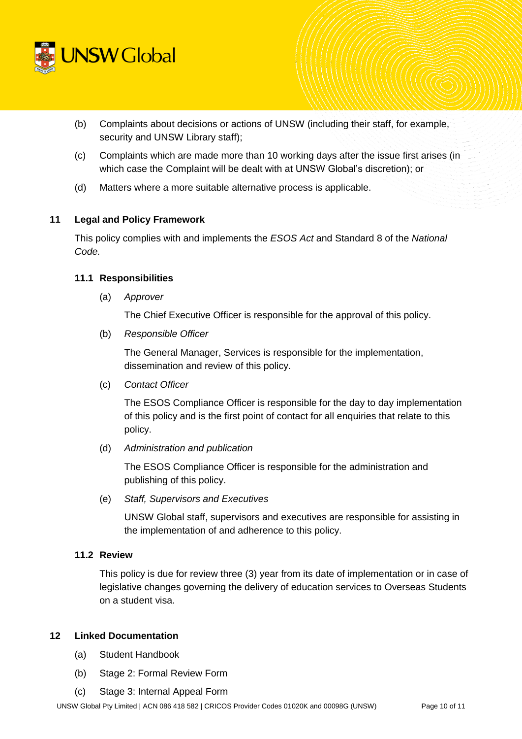(b) Complaints about decisions or actions of UNSW (including their staff, for example, security and UNSW Library staff);

(c) Complaints which are made more than 10 working days after the issue first arises (in which case the Complaint will be dealt with at UNSW Global's discretion); or

(d) Matters where a more suitable alternative process is applicable.

## 11 Legal and Policy Framework

This policy complies with and implements the *ESOS Act* and Standard 8 of the *National Code.*

### 11.1 Responsibilities

(a) *Approver*

The Chief Executive Officer is responsible for the approval of this policy.

(b) *Responsible Officer*

The General Manager, Services is responsible for the implementation, dissemination and review of this policy.

(c) *Contact Officer*

The ESOS Compliance Officer is responsible for the day to day implementation of this policy and is the first point of contact for all enquiries that relate to this policy.

(d) *Administration and publication*

The ESOS Compliance Officer is responsible for the administration and publishing of this policy.

(e) *Staff, Supervisors and Executives*

UNSW Global staff, supervisors and executives are responsible for assisting in the implementation of and adherence to this policy.

### 11.2 Review

This policy is due for review three (3) year from its date of implementation or in case of legislative changes governing the delivery of education services to Overseas Students on a student visa.

## 12 Linked Documentation

(a) Student Handbook

(b) Stage 2: Formal Review Form

(c) Stage 3: Internal Appeal Form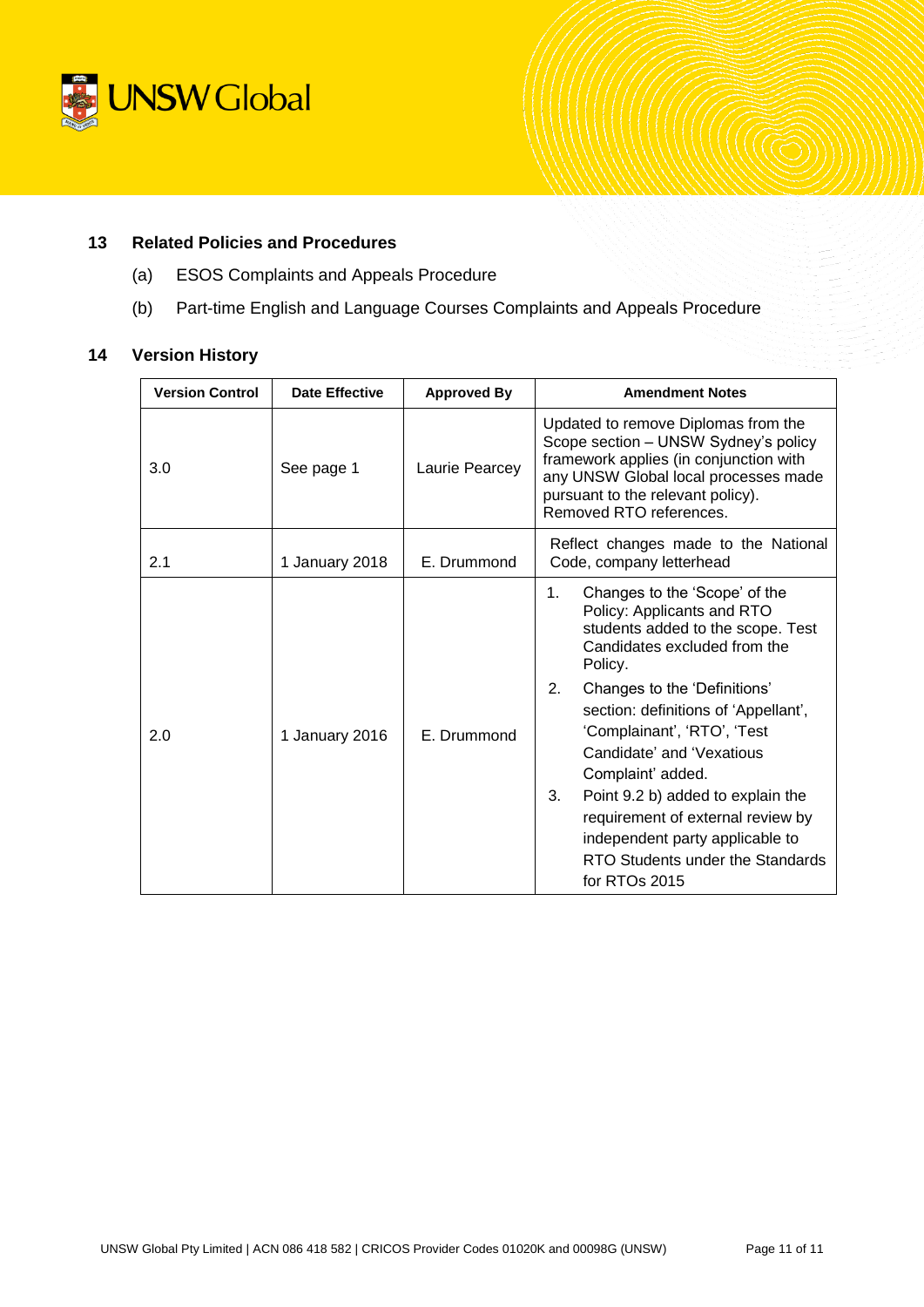## 13 Related Policies and Procedures

(a) ESOS Complaints and Appeals Procedure

(b) Part-time English and Language Courses Complaints and Appeals Procedure

## 14 Version History

| Version Control | Date Effective | Approved By | Amendment Notes |
|---|---|---|---|
| 3.0 | See page 1 | Laurie Pearcey | Updated to remove Diplomas from the Scope section – UNSW Sydney's policy framework applies (in conjunction with any UNSW Global local processes made pursuant to the relevant policy). Removed RTO references. |
| 2.1 | 1 January 2018 | E. Drummond | Reflect changes made to the National Code, company letterhead |
| 2.0 | 1 January 2016 | E. Drummond | 1. Changes to the 'Scope' of the Policy: Applicants and RTO students added to the scope. Test Candidates excluded from the Policy. 2. Changes to the 'Definitions' section: definitions of 'Appellant', 'Complainant', 'RTO', 'Test Candidate' and 'Vexatious Complaint' added. 3. Point 9.2 b) added to explain the requirement of external review by independent party applicable to RTO Students under the Standards for RTOs 2015 |